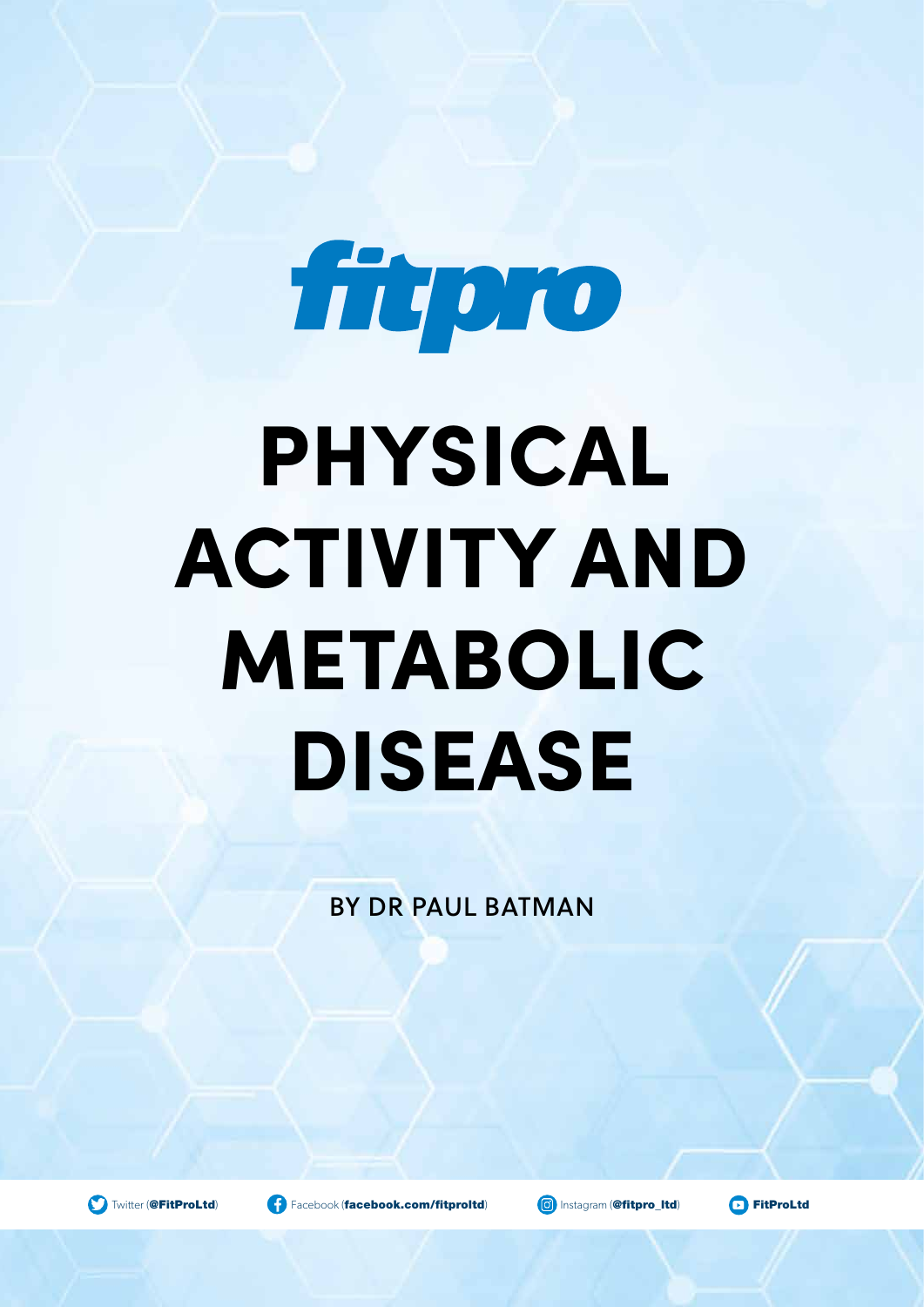fitpro

# PHYSICAL ACTIVITY AND METABOLIC DISEASE

BY DR PAUL BATMAN

Twitter (**@FitProLtd**) Facebook (**facebook.com/fitproltd**) Instagram (**@fitpro_ltd**) **FitProLtd**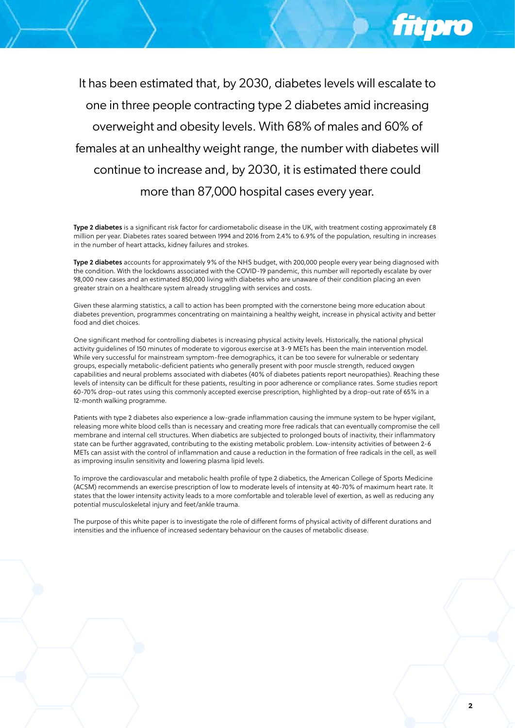It has been estimated that, by 2030, diabetes levels will escalate to one in three people contracting type 2 diabetes amid increasing overweight and obesity levels. With 68% of males and 60% of females at an unhealthy weight range, the number with diabetes will continue to increase and, by 2030, it is estimated there could more than 87,000 hospital cases every year.

**Type 2 diabetes** is a significant risk factor for cardiometabolic disease in the UK, with treatment costing approximately £8 million per year. Diabetes rates soared between 1994 and 2016 from 2.4% to 6.9% of the population, resulting in increases in the number of heart attacks, kidney failures and strokes.

**Type 2 diabetes** accounts for approximately 9% of the NHS budget, with 200,000 people every year being diagnosed with the condition. With the lockdowns associated with the COVID-19 pandemic, this number will reportedly escalate by over 98,000 new cases and an estimated 850,000 living with diabetes who are unaware of their condition placing an even greater strain on a healthcare system already struggling with services and costs.

Given these alarming statistics, a call to action has been prompted with the cornerstone being more education about diabetes prevention, programmes concentrating on maintaining a healthy weight, increase in physical activity and better food and diet choices.

One significant method for controlling diabetes is increasing physical activity levels. Historically, the national physical activity guidelines of 150 minutes of moderate to vigorous exercise at 3-9 METs has been the main intervention model. While very successful for mainstream symptom-free demographics, it can be too severe for vulnerable or sedentary groups, especially metabolic-deficient patients who generally present with poor muscle strength, reduced oxygen capabilities and neural problems associated with diabetes (40% of diabetes patients report neuropathies). Reaching these levels of intensity can be difficult for these patients, resulting in poor adherence or compliance rates. Some studies report 60-70% drop-out rates using this commonly accepted exercise prescription, highlighted by a drop-out rate of 65% in a 12-month walking programme.

Patients with type 2 diabetes also experience a low-grade inflammation causing the immune system to be hyper vigilant, releasing more white blood cells than is necessary and creating more free radicals that can eventually compromise the cell membrane and internal cell structures. When diabetics are subjected to prolonged bouts of inactivity, their inflammatory state can be further aggravated, contributing to the existing metabolic problem. Low-intensity activities of between 2-6 METs can assist with the control of inflammation and cause a reduction in the formation of free radicals in the cell, as well as improving insulin sensitivity and lowering plasma lipid levels.

To improve the cardiovascular and metabolic health profile of type 2 diabetics, the American College of Sports Medicine (ACSM) recommends an exercise prescription of low to moderate levels of intensity at 40-70% of maximum heart rate. It states that the lower intensity activity leads to a more comfortable and tolerable level of exertion, as well as reducing any potential musculoskeletal injury and feet/ankle trauma.

The purpose of this white paper is to investigate the role of different forms of physical activity of different durations and intensities and the influence of increased sedentary behaviour on the causes of metabolic disease.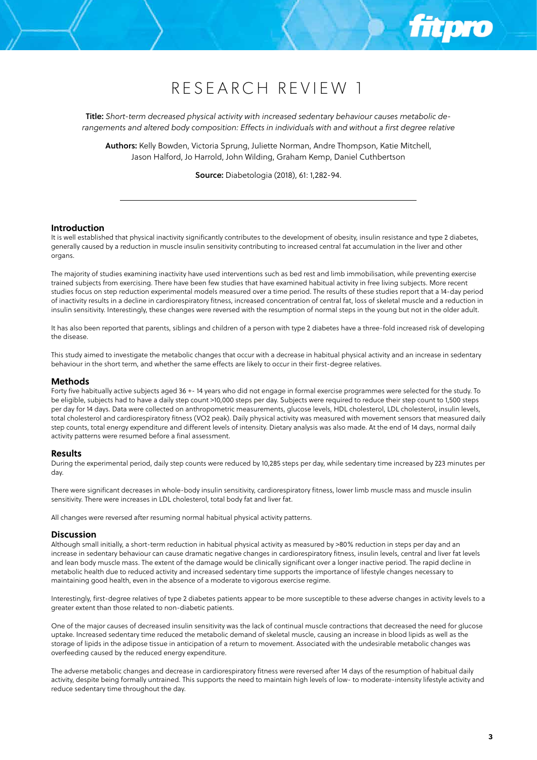# RESEARCH REVIEW 1

**Title:** *Short-term decreased physical activity with increased sedentary behaviour causes metabolic derangements and altered body composition: Effects in individuals with and without a first degree relative*

**Authors:** Kelly Bowden, Victoria Sprung, Juliette Norman, Andre Thompson, Katie Mitchell, Jason Halford, Jo Harrold, John Wilding, Graham Kemp, Daniel Cuthbertson

**Source:** Diabetologia (2018), 61: 1,282-94.

---

## Introduction

It is well established that physical inactivity significantly contributes to the development of obesity, insulin resistance and type 2 diabetes, generally caused by a reduction in muscle insulin sensitivity contributing to increased central fat accumulation in the liver and other organs.

The majority of studies examining inactivity have used interventions such as bed rest and limb immobilisation, while preventing exercise trained subjects from exercising. There have been few studies that have examined habitual activity in free living subjects. More recent studies focus on step reduction experimental models measured over a time period. The results of these studies report that a 14-day period of inactivity results in a decline in cardiorespiratory fitness, increased concentration of central fat, loss of skeletal muscle and a reduction in insulin sensitivity. Interestingly, these changes were reversed with the resumption of normal steps in the young but not in the older adult.

It has also been reported that parents, siblings and children of a person with type 2 diabetes have a three-fold increased risk of developing the disease.

This study aimed to investigate the metabolic changes that occur with a decrease in habitual physical activity and an increase in sedentary behaviour in the short term, and whether the same effects are likely to occur in their first-degree relatives.

## Methods

Forty five habitually active subjects aged 36 +- 14 years who did not engage in formal exercise programmes were selected for the study. To be eligible, subjects had to have a daily step count >10,000 steps per day. Subjects were required to reduce their step count to 1,500 steps per day for 14 days. Data were collected on anthropometric measurements, glucose levels, HDL cholesterol, LDL cholesterol, insulin levels, total cholesterol and cardiorespiratory fitness (VO2 peak). Daily physical activity was measured with movement sensors that measured daily step counts, total energy expenditure and different levels of intensity. Dietary analysis was also made. At the end of 14 days, normal daily activity patterns were resumed before a final assessment.

## Results

During the experimental period, daily step counts were reduced by 10,285 steps per day, while sedentary time increased by 223 minutes per day.

There were significant decreases in whole-body insulin sensitivity, cardiorespiratory fitness, lower limb muscle mass and muscle insulin sensitivity. There were increases in LDL cholesterol, total body fat and liver fat.

All changes were reversed after resuming normal habitual physical activity patterns.

## Discussion

Although small initially, a short-term reduction in habitual physical activity as measured by >80% reduction in steps per day and an increase in sedentary behaviour can cause dramatic negative changes in cardiorespiratory fitness, insulin levels, central and liver fat levels and lean body muscle mass. The extent of the damage would be clinically significant over a longer inactive period. The rapid decline in metabolic health due to reduced activity and increased sedentary time supports the importance of lifestyle changes necessary to maintaining good health, even in the absence of a moderate to vigorous exercise regime.

Interestingly, first-degree relatives of type 2 diabetes patients appear to be more susceptible to these adverse changes in activity levels to a greater extent than those related to non-diabetic patients.

One of the major causes of decreased insulin sensitivity was the lack of continual muscle contractions that decreased the need for glucose uptake. Increased sedentary time reduced the metabolic demand of skeletal muscle, causing an increase in blood lipids as well as the storage of lipids in the adipose tissue in anticipation of a return to movement. Associated with the undesirable metabolic changes was overfeeding caused by the reduced energy expenditure.

The adverse metabolic changes and decrease in cardiorespiratory fitness were reversed after 14 days of the resumption of habitual daily activity, despite being formally untrained. This supports the need to maintain high levels of low- to moderate-intensity lifestyle activity and reduce sedentary time throughout the day.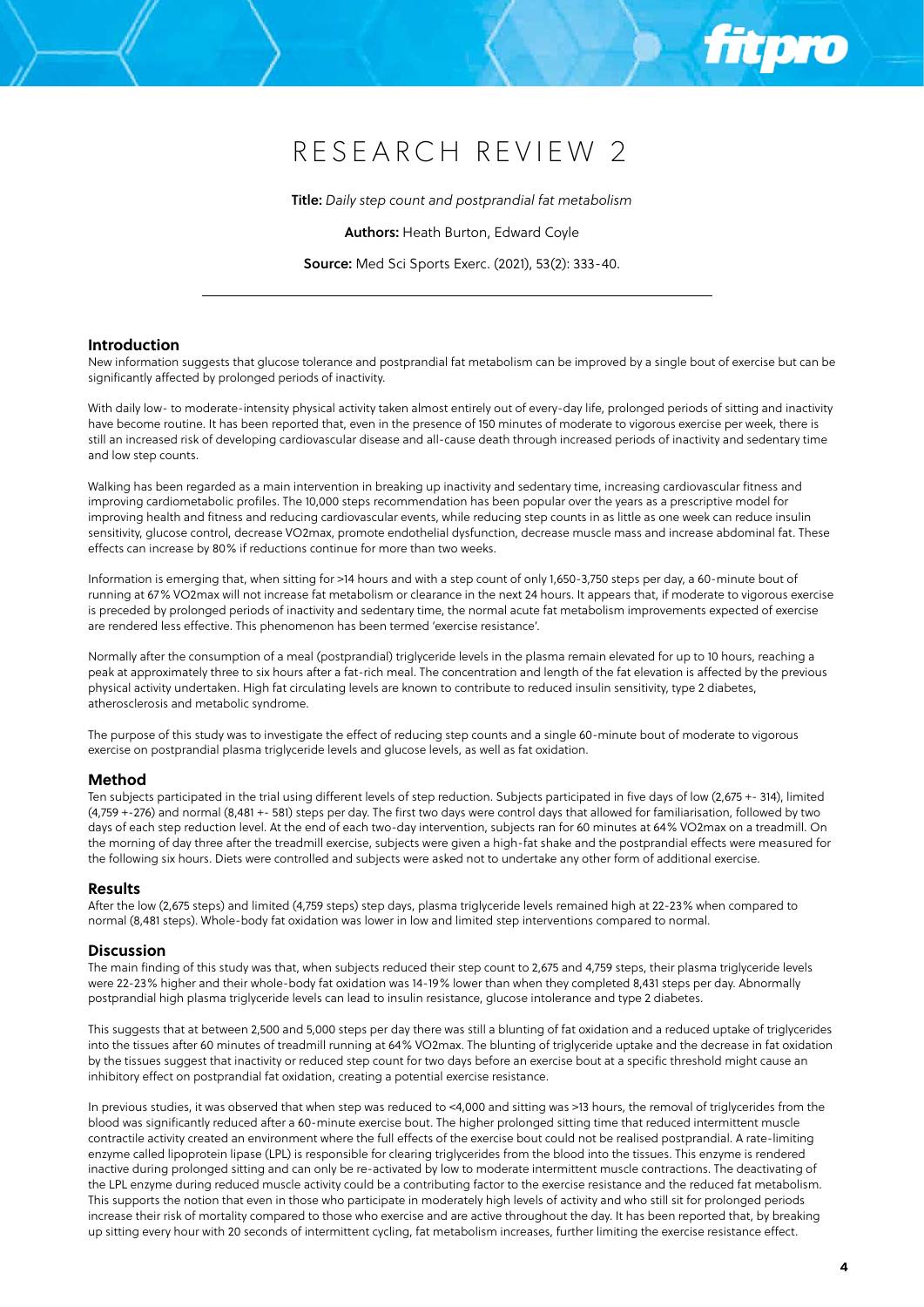# RESEARCH REVIEW 2

**Title:** *Daily step count and postprandial fat metabolism*

**Authors:** Heath Burton, Edward Coyle

**Source:** Med Sci Sports Exerc. (2021), 53(2): 333-40.

---

## Introduction

New information suggests that glucose tolerance and postprandial fat metabolism can be improved by a single bout of exercise but can be significantly affected by prolonged periods of inactivity.

With daily low- to moderate-intensity physical activity taken almost entirely out of every-day life, prolonged periods of sitting and inactivity have become routine. It has been reported that, even in the presence of 150 minutes of moderate to vigorous exercise per week, there is still an increased risk of developing cardiovascular disease and all-cause death through increased periods of inactivity and sedentary time and low step counts.

Walking has been regarded as a main intervention in breaking up inactivity and sedentary time, increasing cardiovascular fitness and improving cardiometabolic profiles. The 10,000 steps recommendation has been popular over the years as a prescriptive model for improving health and fitness and reducing cardiovascular events, while reducing step counts in as little as one week can reduce insulin sensitivity, glucose control, decrease VO2max, promote endothelial dysfunction, decrease muscle mass and increase abdominal fat. These effects can increase by 80% if reductions continue for more than two weeks.

Information is emerging that, when sitting for >14 hours and with a step count of only 1,650-3,750 steps per day, a 60-minute bout of running at 67% VO2max will not increase fat metabolism or clearance in the next 24 hours. It appears that, if moderate to vigorous exercise is preceded by prolonged periods of inactivity and sedentary time, the normal acute fat metabolism improvements expected of exercise are rendered less effective. This phenomenon has been termed 'exercise resistance'.

Normally after the consumption of a meal (postprandial) triglyceride levels in the plasma remain elevated for up to 10 hours, reaching a peak at approximately three to six hours after a fat-rich meal. The concentration and length of the fat elevation is affected by the previous physical activity undertaken. High fat circulating levels are known to contribute to reduced insulin sensitivity, type 2 diabetes, atherosclerosis and metabolic syndrome.

The purpose of this study was to investigate the effect of reducing step counts and a single 60-minute bout of moderate to vigorous exercise on postprandial plasma triglyceride levels and glucose levels, as well as fat oxidation.

## Method

Ten subjects participated in the trial using different levels of step reduction. Subjects participated in five days of low (2,675 +- 314), limited (4,759 +-276) and normal (8,481 +- 581) steps per day. The first two days were control days that allowed for familiarisation, followed by two days of each step reduction level. At the end of each two-day intervention, subjects ran for 60 minutes at 64% VO2max on a treadmill. On the morning of day three after the treadmill exercise, subjects were given a high-fat shake and the postprandial effects were measured for the following six hours. Diets were controlled and subjects were asked not to undertake any other form of additional exercise.

## Results

After the low (2,675 steps) and limited (4,759 steps) step days, plasma triglyceride levels remained high at 22-23% when compared to normal (8,481 steps). Whole-body fat oxidation was lower in low and limited step interventions compared to normal.

## Discussion

The main finding of this study was that, when subjects reduced their step count to 2,675 and 4,759 steps, their plasma triglyceride levels were 22-23% higher and their whole-body fat oxidation was 14-19% lower than when they completed 8,431 steps per day. Abnormally postprandial high plasma triglyceride levels can lead to insulin resistance, glucose intolerance and type 2 diabetes.

This suggests that at between 2,500 and 5,000 steps per day there was still a blunting of fat oxidation and a reduced uptake of triglycerides into the tissues after 60 minutes of treadmill running at 64% VO2max. The blunting of triglyceride uptake and the decrease in fat oxidation by the tissues suggest that inactivity or reduced step count for two days before an exercise bout at a specific threshold might cause an inhibitory effect on postprandial fat oxidation, creating a potential exercise resistance.

In previous studies, it was observed that when step was reduced to <4,000 and sitting was >13 hours, the removal of triglycerides from the blood was significantly reduced after a 60-minute exercise bout. The higher prolonged sitting time that reduced intermittent muscle contractile activity created an environment where the full effects of the exercise bout could not be realised postprandial. A rate-limiting enzyme called lipoprotein lipase (LPL) is responsible for clearing triglycerides from the blood into the tissues. This enzyme is rendered inactive during prolonged sitting and can only be re-activated by low to moderate intermittent muscle contractions. The deactivating of the LPL enzyme during reduced muscle activity could be a contributing factor to the exercise resistance and the reduced fat metabolism. This supports the notion that even in those who participate in moderately high levels of activity and who still sit for prolonged periods increase their risk of mortality compared to those who exercise and are active throughout the day. It has been reported that, by breaking up sitting every hour with 20 seconds of intermittent cycling, fat metabolism increases, further limiting the exercise resistance effect.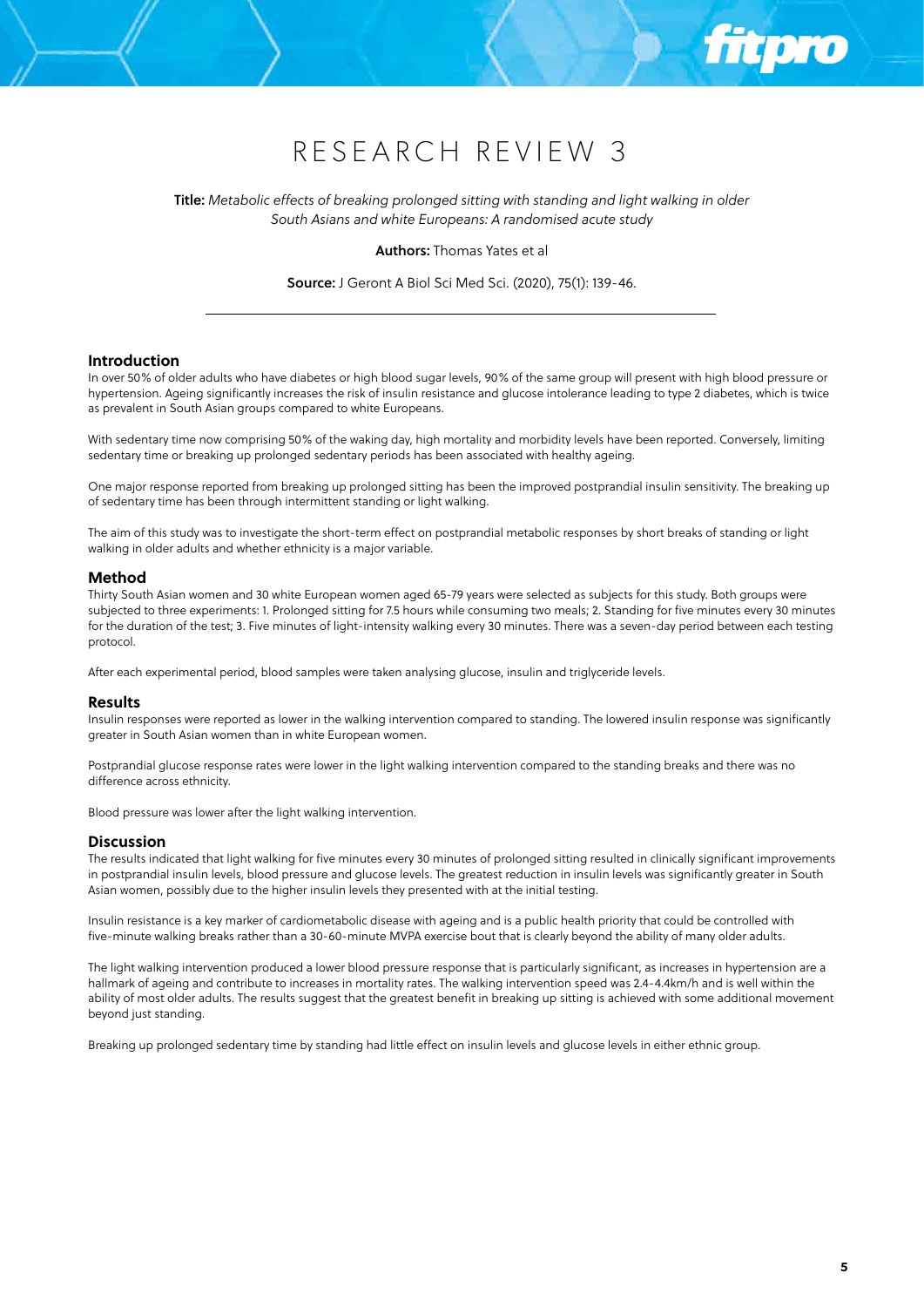# RESEARCH REVIEW 3

**Title:** *Metabolic effects of breaking prolonged sitting with standing and light walking in older South Asians and white Europeans: A randomised acute study*

**Authors:** Thomas Yates et al

**Source:** J Geront A Biol Sci Med Sci. (2020), 75(1): 139-46.

---

## Introduction

In over 50% of older adults who have diabetes or high blood sugar levels, 90% of the same group will present with high blood pressure or hypertension. Ageing significantly increases the risk of insulin resistance and glucose intolerance leading to type 2 diabetes, which is twice as prevalent in South Asian groups compared to white Europeans.

With sedentary time now comprising 50% of the waking day, high mortality and morbidity levels have been reported. Conversely, limiting sedentary time or breaking up prolonged sedentary periods has been associated with healthy ageing.

One major response reported from breaking up prolonged sitting has been the improved postprandial insulin sensitivity. The breaking up of sedentary time has been through intermittent standing or light walking.

The aim of this study was to investigate the short-term effect on postprandial metabolic responses by short breaks of standing or light walking in older adults and whether ethnicity is a major variable.

## Method

Thirty South Asian women and 30 white European women aged 65-79 years were selected as subjects for this study. Both groups were subjected to three experiments: 1. Prolonged sitting for 7.5 hours while consuming two meals; 2. Standing for five minutes every 30 minutes for the duration of the test; 3. Five minutes of light-intensity walking every 30 minutes. There was a seven-day period between each testing protocol.

After each experimental period, blood samples were taken analysing glucose, insulin and triglyceride levels.

## Results

Insulin responses were reported as lower in the walking intervention compared to standing. The lowered insulin response was significantly greater in South Asian women than in white European women.

Postprandial glucose response rates were lower in the light walking intervention compared to the standing breaks and there was no difference across ethnicity.

Blood pressure was lower after the light walking intervention.

## Discussion

The results indicated that light walking for five minutes every 30 minutes of prolonged sitting resulted in clinically significant improvements in postprandial insulin levels, blood pressure and glucose levels. The greatest reduction in insulin levels was significantly greater in South Asian women, possibly due to the higher insulin levels they presented with at the initial testing.

Insulin resistance is a key marker of cardiometabolic disease with ageing and is a public health priority that could be controlled with five-minute walking breaks rather than a 30-60-minute MVPA exercise bout that is clearly beyond the ability of many older adults.

The light walking intervention produced a lower blood pressure response that is particularly significant, as increases in hypertension are a hallmark of ageing and contribute to increases in mortality rates. The walking intervention speed was 2.4-4.4km/h and is well within the ability of most older adults. The results suggest that the greatest benefit in breaking up sitting is achieved with some additional movement beyond just standing.

Breaking up prolonged sedentary time by standing had little effect on insulin levels and glucose levels in either ethnic group.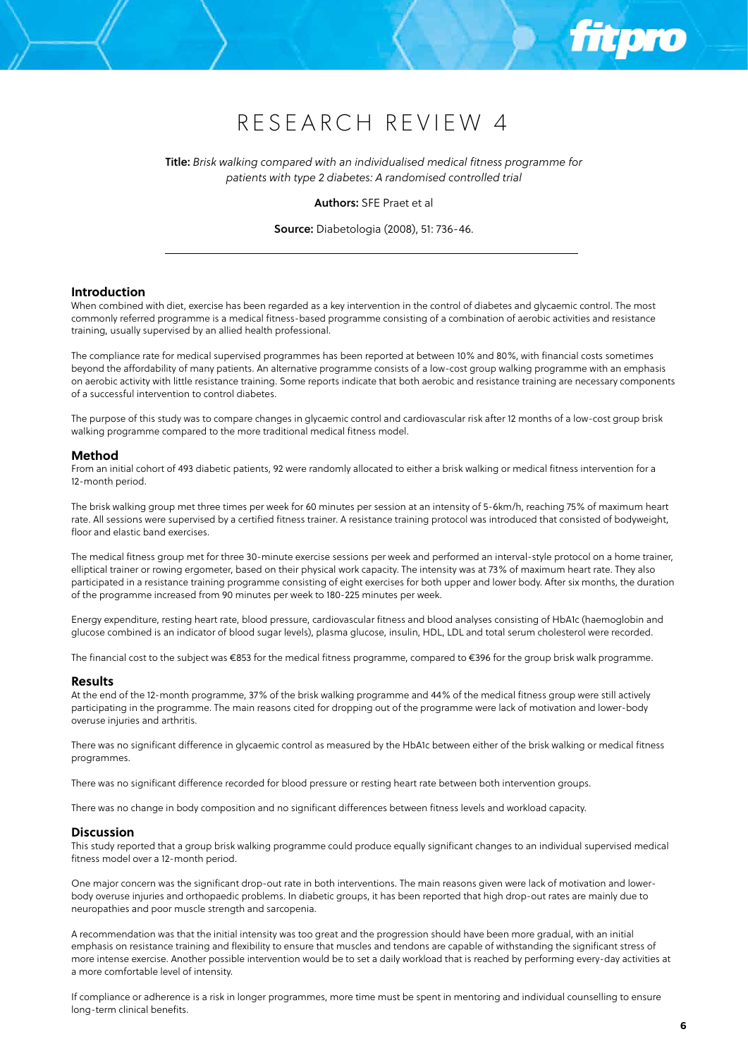# RESEARCH REVIEW 4

**Title:** *Brisk walking compared with an individualised medical fitness programme for patients with type 2 diabetes: A randomised controlled trial*

**Authors:** SFE Praet et al

**Source:** Diabetologia (2008), 51: 736-46.

---

## Introduction

When combined with diet, exercise has been regarded as a key intervention in the control of diabetes and glycaemic control. The most commonly referred programme is a medical fitness-based programme consisting of a combination of aerobic activities and resistance training, usually supervised by an allied health professional.

The compliance rate for medical supervised programmes has been reported at between 10% and 80%, with financial costs sometimes beyond the affordability of many patients. An alternative programme consists of a low-cost group walking programme with an emphasis on aerobic activity with little resistance training. Some reports indicate that both aerobic and resistance training are necessary components of a successful intervention to control diabetes.

The purpose of this study was to compare changes in glycaemic control and cardiovascular risk after 12 months of a low-cost group brisk walking programme compared to the more traditional medical fitness model.

## Method

From an initial cohort of 493 diabetic patients, 92 were randomly allocated to either a brisk walking or medical fitness intervention for a 12-month period.

The brisk walking group met three times per week for 60 minutes per session at an intensity of 5-6km/h, reaching 75% of maximum heart rate. All sessions were supervised by a certified fitness trainer. A resistance training protocol was introduced that consisted of bodyweight, floor and elastic band exercises.

The medical fitness group met for three 30-minute exercise sessions per week and performed an interval-style protocol on a home trainer, elliptical trainer or rowing ergometer, based on their physical work capacity. The intensity was at 73% of maximum heart rate. They also participated in a resistance training programme consisting of eight exercises for both upper and lower body. After six months, the duration of the programme increased from 90 minutes per week to 180-225 minutes per week.

Energy expenditure, resting heart rate, blood pressure, cardiovascular fitness and blood analyses consisting of HbA1c (haemoglobin and glucose combined is an indicator of blood sugar levels), plasma glucose, insulin, HDL, LDL and total serum cholesterol were recorded.

The financial cost to the subject was €853 for the medical fitness programme, compared to €396 for the group brisk walk programme.

## Results

At the end of the 12-month programme, 37% of the brisk walking programme and 44% of the medical fitness group were still actively participating in the programme. The main reasons cited for dropping out of the programme were lack of motivation and lower-body overuse injuries and arthritis.

There was no significant difference in glycaemic control as measured by the HbA1c between either of the brisk walking or medical fitness programmes.

There was no significant difference recorded for blood pressure or resting heart rate between both intervention groups.

There was no change in body composition and no significant differences between fitness levels and workload capacity.

## Discussion

This study reported that a group brisk walking programme could produce equally significant changes to an individual supervised medical fitness model over a 12-month period.

One major concern was the significant drop-out rate in both interventions. The main reasons given were lack of motivation and lower-body overuse injuries and orthopaedic problems. In diabetic groups, it has been reported that high drop-out rates are mainly due to neuropathies and poor muscle strength and sarcopenia.

A recommendation was that the initial intensity was too great and the progression should have been more gradual, with an initial emphasis on resistance training and flexibility to ensure that muscles and tendons are capable of withstanding the significant stress of more intense exercise. Another possible intervention would be to set a daily workload that is reached by performing every-day activities at a more comfortable level of intensity.

If compliance or adherence is a risk in longer programmes, more time must be spent in mentoring and individual counselling to ensure long-term clinical benefits.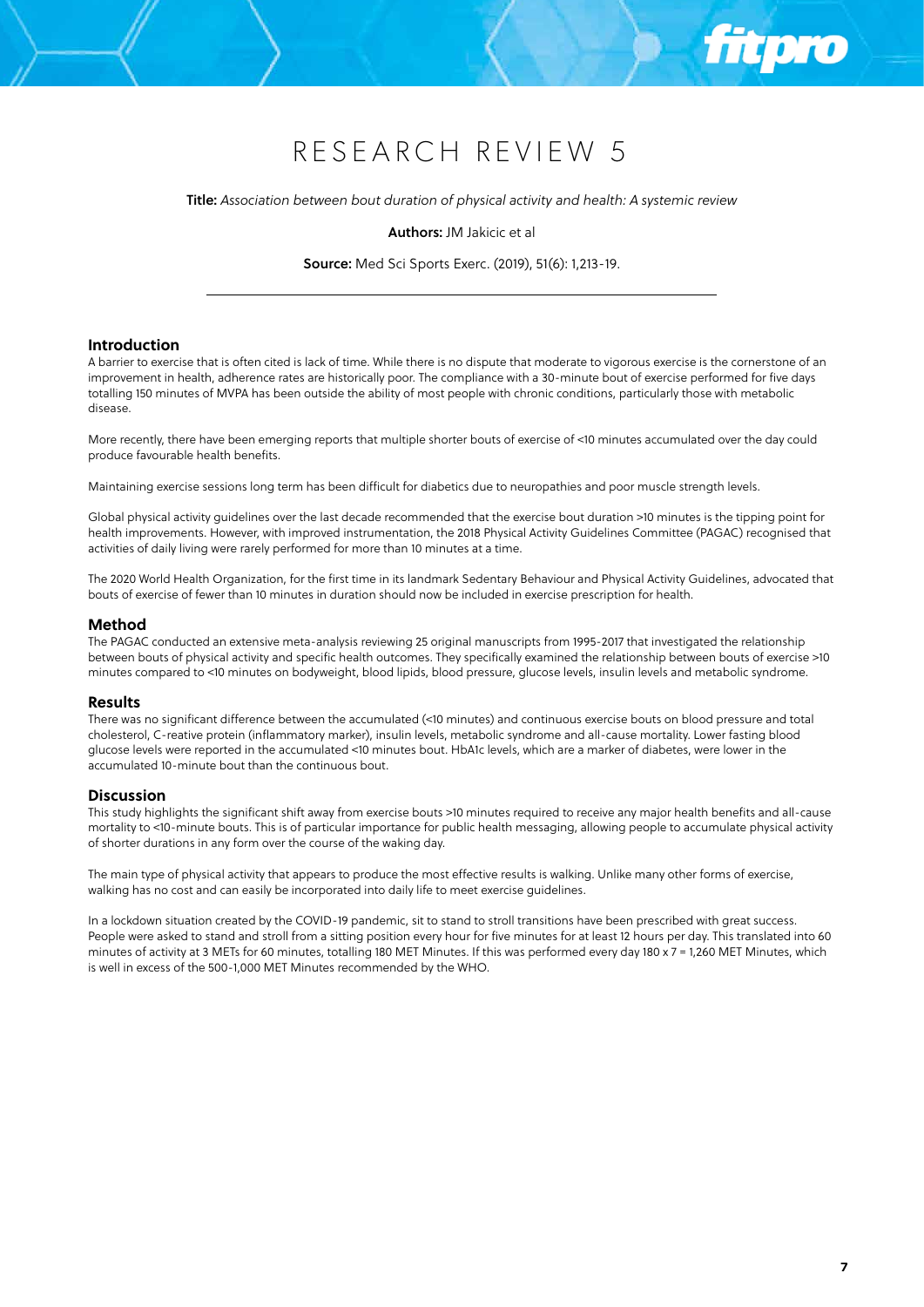# RESEARCH REVIEW 5

**Title:** *Association between bout duration of physical activity and health: A systemic review*

**Authors:** JM Jakicic et al

**Source:** Med Sci Sports Exerc. (2019), 51(6): 1,213-19.

---

## Introduction

A barrier to exercise that is often cited is lack of time. While there is no dispute that moderate to vigorous exercise is the cornerstone of an improvement in health, adherence rates are historically poor. The compliance with a 30-minute bout of exercise performed for five days totalling 150 minutes of MVPA has been outside the ability of most people with chronic conditions, particularly those with metabolic disease.

More recently, there have been emerging reports that multiple shorter bouts of exercise of <10 minutes accumulated over the day could produce favourable health benefits.

Maintaining exercise sessions long term has been difficult for diabetics due to neuropathies and poor muscle strength levels.

Global physical activity guidelines over the last decade recommended that the exercise bout duration >10 minutes is the tipping point for health improvements. However, with improved instrumentation, the 2018 Physical Activity Guidelines Committee (PAGAC) recognised that activities of daily living were rarely performed for more than 10 minutes at a time.

The 2020 World Health Organization, for the first time in its landmark Sedentary Behaviour and Physical Activity Guidelines, advocated that bouts of exercise of fewer than 10 minutes in duration should now be included in exercise prescription for health.

## Method

The PAGAC conducted an extensive meta-analysis reviewing 25 original manuscripts from 1995-2017 that investigated the relationship between bouts of physical activity and specific health outcomes. They specifically examined the relationship between bouts of exercise >10 minutes compared to <10 minutes on bodyweight, blood lipids, blood pressure, glucose levels, insulin levels and metabolic syndrome.

## Results

There was no significant difference between the accumulated (<10 minutes) and continuous exercise bouts on blood pressure and total cholesterol, C-reative protein (inflammatory marker), insulin levels, metabolic syndrome and all-cause mortality. Lower fasting blood glucose levels were reported in the accumulated <10 minutes bout. HbA1c levels, which are a marker of diabetes, were lower in the accumulated 10-minute bout than the continuous bout.

## Discussion

This study highlights the significant shift away from exercise bouts >10 minutes required to receive any major health benefits and all-cause mortality to <10-minute bouts. This is of particular importance for public health messaging, allowing people to accumulate physical activity of shorter durations in any form over the course of the waking day.

The main type of physical activity that appears to produce the most effective results is walking. Unlike many other forms of exercise, walking has no cost and can easily be incorporated into daily life to meet exercise guidelines.

In a lockdown situation created by the COVID-19 pandemic, sit to stand to stroll transitions have been prescribed with great success. People were asked to stand and stroll from a sitting position every hour for five minutes for at least 12 hours per day. This translated into 60 minutes of activity at 3 METs for 60 minutes, totalling 180 MET Minutes. If this was performed every day 180 x 7 = 1,260 MET Minutes, which is well in excess of the 500-1,000 MET Minutes recommended by the WHO.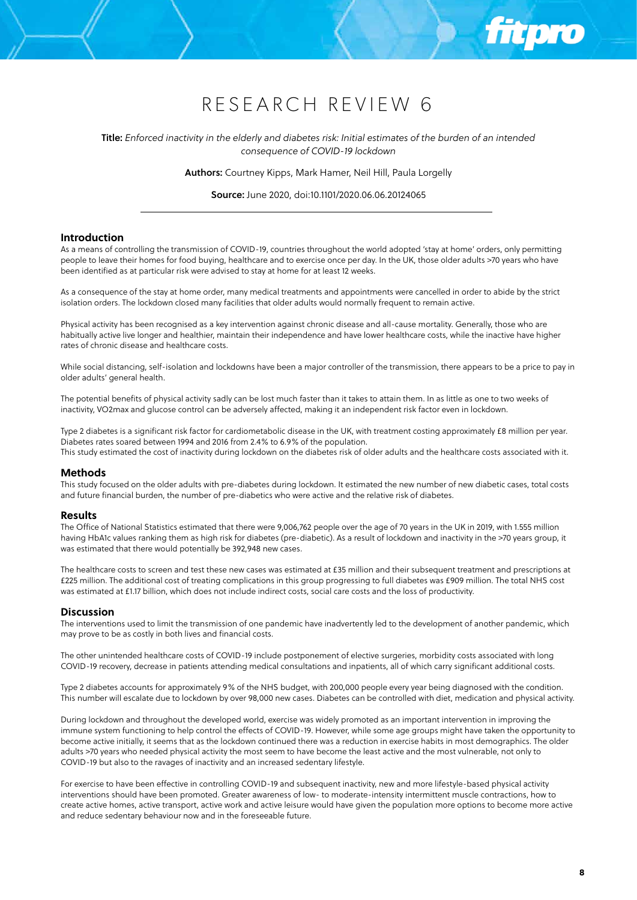# RESEARCH REVIEW 6

**Title:** *Enforced inactivity in the elderly and diabetes risk: Initial estimates of the burden of an intended consequence of COVID-19 lockdown*

**Authors:** Courtney Kipps, Mark Hamer, Neil Hill, Paula Lorgelly

**Source:** June 2020, doi:10.1101/2020.06.06.20124065

---

## Introduction

As a means of controlling the transmission of COVID-19, countries throughout the world adopted 'stay at home' orders, only permitting people to leave their homes for food buying, healthcare and to exercise once per day. In the UK, those older adults >70 years who have been identified as at particular risk were advised to stay at home for at least 12 weeks.

As a consequence of the stay at home order, many medical treatments and appointments were cancelled in order to abide by the strict isolation orders. The lockdown closed many facilities that older adults would normally frequent to remain active.

Physical activity has been recognised as a key intervention against chronic disease and all-cause mortality. Generally, those who are habitually active live longer and healthier, maintain their independence and have lower healthcare costs, while the inactive have higher rates of chronic disease and healthcare costs.

While social distancing, self-isolation and lockdowns have been a major controller of the transmission, there appears to be a price to pay in older adults' general health.

The potential benefits of physical activity sadly can be lost much faster than it takes to attain them. In as little as one to two weeks of inactivity, VO2max and glucose control can be adversely affected, making it an independent risk factor even in lockdown.

Type 2 diabetes is a significant risk factor for cardiometabolic disease in the UK, with treatment costing approximately £8 million per year. Diabetes rates soared between 1994 and 2016 from 2.4% to 6.9% of the population.
This study estimated the cost of inactivity during lockdown on the diabetes risk of older adults and the healthcare costs associated with it.

## Methods

This study focused on the older adults with pre-diabetes during lockdown. It estimated the new number of new diabetic cases, total costs and future financial burden, the number of pre-diabetics who were active and the relative risk of diabetes.

## Results

The Office of National Statistics estimated that there were 9,006,762 people over the age of 70 years in the UK in 2019, with 1.555 million having HbA1c values ranking them as high risk for diabetes (pre-diabetic). As a result of lockdown and inactivity in the >70 years group, it was estimated that there would potentially be 392,948 new cases.

The healthcare costs to screen and test these new cases was estimated at £35 million and their subsequent treatment and prescriptions at £225 million. The additional cost of treating complications in this group progressing to full diabetes was £909 million. The total NHS cost was estimated at £1.17 billion, which does not include indirect costs, social care costs and the loss of productivity.

## Discussion

The interventions used to limit the transmission of one pandemic have inadvertently led to the development of another pandemic, which may prove to be as costly in both lives and financial costs.

The other unintended healthcare costs of COVID-19 include postponement of elective surgeries, morbidity costs associated with long COVID-19 recovery, decrease in patients attending medical consultations and inpatients, all of which carry significant additional costs.

Type 2 diabetes accounts for approximately 9% of the NHS budget, with 200,000 people every year being diagnosed with the condition. This number will escalate due to lockdown by over 98,000 new cases. Diabetes can be controlled with diet, medication and physical activity.

During lockdown and throughout the developed world, exercise was widely promoted as an important intervention in improving the immune system functioning to help control the effects of COVID-19. However, while some age groups might have taken the opportunity to become active initially, it seems that as the lockdown continued there was a reduction in exercise habits in most demographics. The older adults >70 years who needed physical activity the most seem to have become the least active and the most vulnerable, not only to COVID-19 but also to the ravages of inactivity and an increased sedentary lifestyle.

For exercise to have been effective in controlling COVID-19 and subsequent inactivity, new and more lifestyle-based physical activity interventions should have been promoted. Greater awareness of low- to moderate-intensity intermittent muscle contractions, how to create active homes, active transport, active work and active leisure would have given the population more options to become more active and reduce sedentary behaviour now and in the foreseeable future.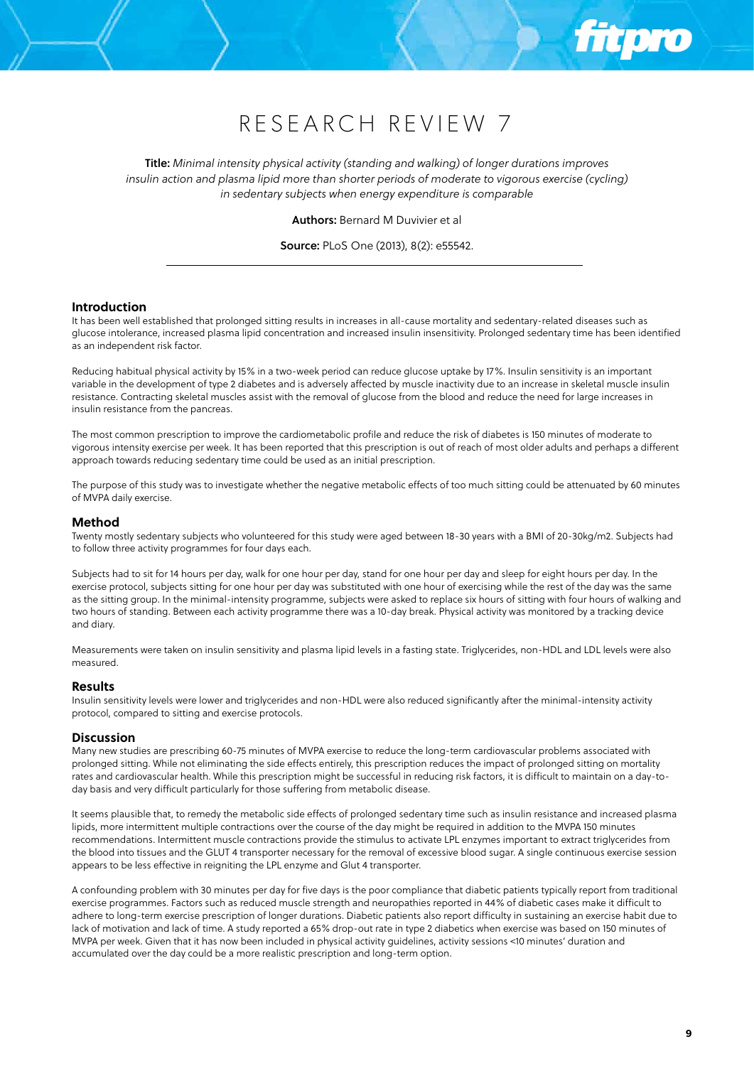# RESEARCH REVIEW 7

**Title:** *Minimal intensity physical activity (standing and walking) of longer durations improves insulin action and plasma lipid more than shorter periods of moderate to vigorous exercise (cycling) in sedentary subjects when energy expenditure is comparable*

**Authors:** Bernard M Duvivier et al

**Source:** PLoS One (2013), 8(2): e55542.

---

## Introduction

It has been well established that prolonged sitting results in increases in all-cause mortality and sedentary-related diseases such as glucose intolerance, increased plasma lipid concentration and increased insulin insensitivity. Prolonged sedentary time has been identified as an independent risk factor.

Reducing habitual physical activity by 15% in a two-week period can reduce glucose uptake by 17%. Insulin sensitivity is an important variable in the development of type 2 diabetes and is adversely affected by muscle inactivity due to an increase in skeletal muscle insulin resistance. Contracting skeletal muscles assist with the removal of glucose from the blood and reduce the need for large increases in insulin resistance from the pancreas.

The most common prescription to improve the cardiometabolic profile and reduce the risk of diabetes is 150 minutes of moderate to vigorous intensity exercise per week. It has been reported that this prescription is out of reach of most older adults and perhaps a different approach towards reducing sedentary time could be used as an initial prescription.

The purpose of this study was to investigate whether the negative metabolic effects of too much sitting could be attenuated by 60 minutes of MVPA daily exercise.

## Method

Twenty mostly sedentary subjects who volunteered for this study were aged between 18-30 years with a BMI of 20-30kg/m2. Subjects had to follow three activity programmes for four days each.

Subjects had to sit for 14 hours per day, walk for one hour per day, stand for one hour per day and sleep for eight hours per day. In the exercise protocol, subjects sitting for one hour per day was substituted with one hour of exercising while the rest of the day was the same as the sitting group. In the minimal-intensity programme, subjects were asked to replace six hours of sitting with four hours of walking and two hours of standing. Between each activity programme there was a 10-day break. Physical activity was monitored by a tracking device and diary.

Measurements were taken on insulin sensitivity and plasma lipid levels in a fasting state. Triglycerides, non-HDL and LDL levels were also measured.

## Results

Insulin sensitivity levels were lower and triglycerides and non-HDL were also reduced significantly after the minimal-intensity activity protocol, compared to sitting and exercise protocols.

## Discussion

Many new studies are prescribing 60-75 minutes of MVPA exercise to reduce the long-term cardiovascular problems associated with prolonged sitting. While not eliminating the side effects entirely, this prescription reduces the impact of prolonged sitting on mortality rates and cardiovascular health. While this prescription might be successful in reducing risk factors, it is difficult to maintain on a day-to-day basis and very difficult particularly for those suffering from metabolic disease.

It seems plausible that, to remedy the metabolic side effects of prolonged sedentary time such as insulin resistance and increased plasma lipids, more intermittent multiple contractions over the course of the day might be required in addition to the MVPA 150 minutes recommendations. Intermittent muscle contractions provide the stimulus to activate LPL enzymes important to extract triglycerides from the blood into tissues and the GLUT 4 transporter necessary for the removal of excessive blood sugar. A single continuous exercise session appears to be less effective in reigniting the LPL enzyme and Glut 4 transporter.

A confounding problem with 30 minutes per day for five days is the poor compliance that diabetic patients typically report from traditional exercise programmes. Factors such as reduced muscle strength and neuropathies reported in 44% of diabetic cases make it difficult to adhere to long-term exercise prescription of longer durations. Diabetic patients also report difficulty in sustaining an exercise habit due to lack of motivation and lack of time. A study reported a 65% drop-out rate in type 2 diabetics when exercise was based on 150 minutes of MVPA per week. Given that it has now been included in physical activity guidelines, activity sessions <10 minutes' duration and accumulated over the day could be a more realistic prescription and long-term option.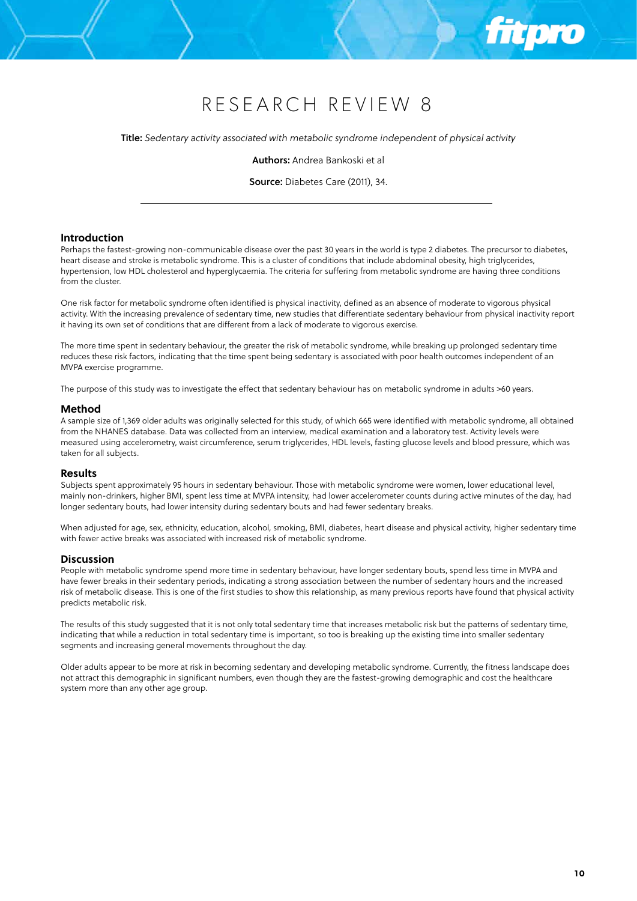# RESEARCH REVIEW 8

**Title:** *Sedentary activity associated with metabolic syndrome independent of physical activity*

**Authors:** Andrea Bankoski et al

**Source:** Diabetes Care (2011), 34.

---

## Introduction

Perhaps the fastest-growing non-communicable disease over the past 30 years in the world is type 2 diabetes. The precursor to diabetes, heart disease and stroke is metabolic syndrome. This is a cluster of conditions that include abdominal obesity, high triglycerides, hypertension, low HDL cholesterol and hyperglycaemia. The criteria for suffering from metabolic syndrome are having three conditions from the cluster.

One risk factor for metabolic syndrome often identified is physical inactivity, defined as an absence of moderate to vigorous physical activity. With the increasing prevalence of sedentary time, new studies that differentiate sedentary behaviour from physical inactivity report it having its own set of conditions that are different from a lack of moderate to vigorous exercise.

The more time spent in sedentary behaviour, the greater the risk of metabolic syndrome, while breaking up prolonged sedentary time reduces these risk factors, indicating that the time spent being sedentary is associated with poor health outcomes independent of an MVPA exercise programme.

The purpose of this study was to investigate the effect that sedentary behaviour has on metabolic syndrome in adults >60 years.

## Method

A sample size of 1,369 older adults was originally selected for this study, of which 665 were identified with metabolic syndrome, all obtained from the NHANES database. Data was collected from an interview, medical examination and a laboratory test. Activity levels were measured using accelerometry, waist circumference, serum triglycerides, HDL levels, fasting glucose levels and blood pressure, which was taken for all subjects.

## Results

Subjects spent approximately 95 hours in sedentary behaviour. Those with metabolic syndrome were women, lower educational level, mainly non-drinkers, higher BMI, spent less time at MVPA intensity, had lower accelerometer counts during active minutes of the day, had longer sedentary bouts, had lower intensity during sedentary bouts and had fewer sedentary breaks.

When adjusted for age, sex, ethnicity, education, alcohol, smoking, BMI, diabetes, heart disease and physical activity, higher sedentary time with fewer active breaks was associated with increased risk of metabolic syndrome.

## Discussion

People with metabolic syndrome spend more time in sedentary behaviour, have longer sedentary bouts, spend less time in MVPA and have fewer breaks in their sedentary periods, indicating a strong association between the number of sedentary hours and the increased risk of metabolic disease. This is one of the first studies to show this relationship, as many previous reports have found that physical activity predicts metabolic risk.

The results of this study suggested that it is not only total sedentary time that increases metabolic risk but the patterns of sedentary time, indicating that while a reduction in total sedentary time is important, so too is breaking up the existing time into smaller sedentary segments and increasing general movements throughout the day.

Older adults appear to be more at risk in becoming sedentary and developing metabolic syndrome. Currently, the fitness landscape does not attract this demographic in significant numbers, even though they are the fastest-growing demographic and cost the healthcare system more than any other age group.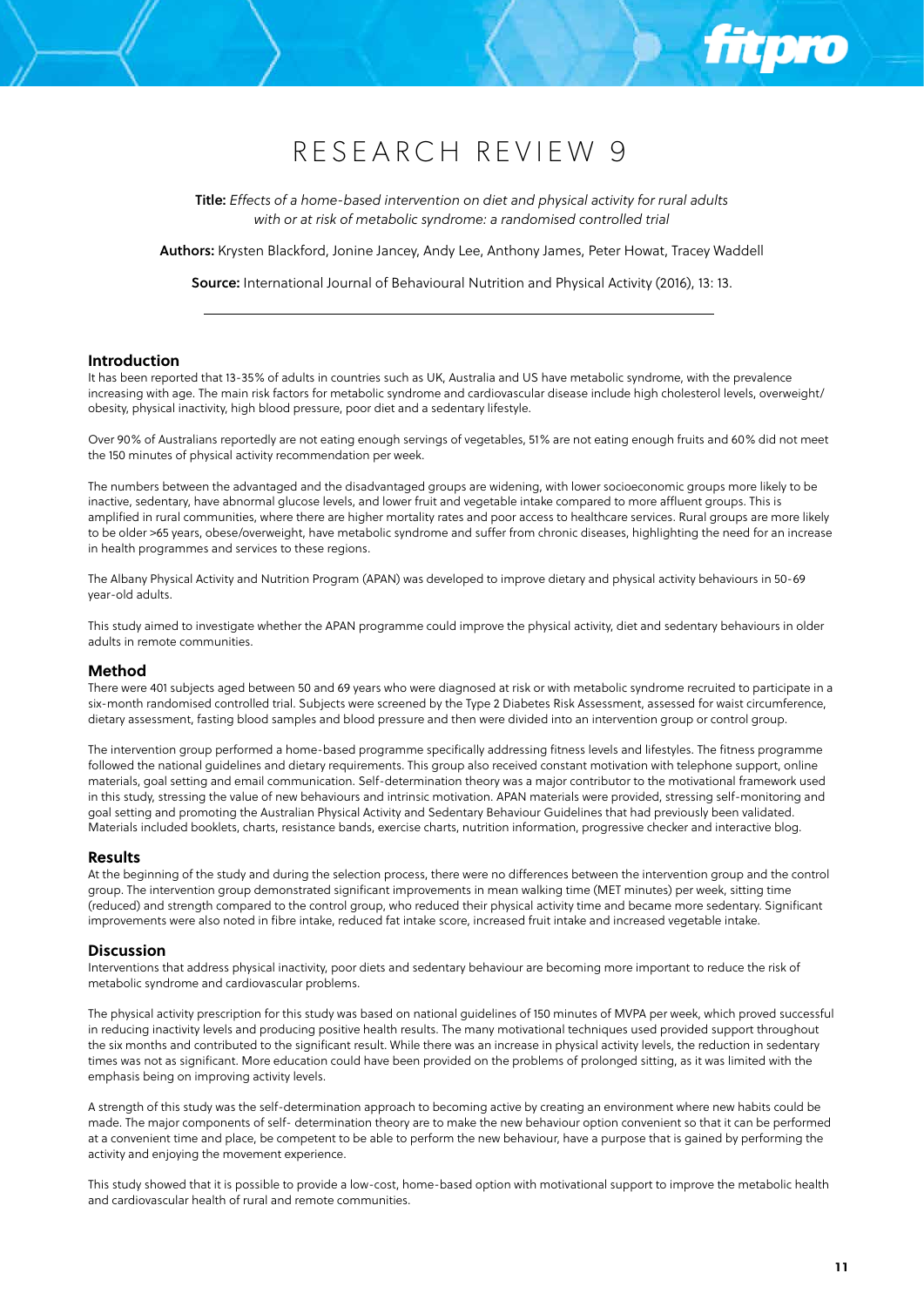# RESEARCH REVIEW 9

**Title:** *Effects of a home-based intervention on diet and physical activity for rural adults with or at risk of metabolic syndrome: a randomised controlled trial*

**Authors:** Krysten Blackford, Jonine Jancey, Andy Lee, Anthony James, Peter Howat, Tracey Waddell

**Source:** International Journal of Behavioural Nutrition and Physical Activity (2016), 13: 13.

---

## Introduction

It has been reported that 13-35% of adults in countries such as UK, Australia and US have metabolic syndrome, with the prevalence increasing with age. The main risk factors for metabolic syndrome and cardiovascular disease include high cholesterol levels, overweight/obesity, physical inactivity, high blood pressure, poor diet and a sedentary lifestyle.

Over 90% of Australians reportedly are not eating enough servings of vegetables, 51% are not eating enough fruits and 60% did not meet the 150 minutes of physical activity recommendation per week.

The numbers between the advantaged and the disadvantaged groups are widening, with lower socioeconomic groups more likely to be inactive, sedentary, have abnormal glucose levels, and lower fruit and vegetable intake compared to more affluent groups. This is amplified in rural communities, where there are higher mortality rates and poor access to healthcare services. Rural groups are more likely to be older >65 years, obese/overweight, have metabolic syndrome and suffer from chronic diseases, highlighting the need for an increase in health programmes and services to these regions.

The Albany Physical Activity and Nutrition Program (APAN) was developed to improve dietary and physical activity behaviours in 50-69 year-old adults.

This study aimed to investigate whether the APAN programme could improve the physical activity, diet and sedentary behaviours in older adults in remote communities.

## Method

There were 401 subjects aged between 50 and 69 years who were diagnosed at risk or with metabolic syndrome recruited to participate in a six-month randomised controlled trial. Subjects were screened by the Type 2 Diabetes Risk Assessment, assessed for waist circumference, dietary assessment, fasting blood samples and blood pressure and then were divided into an intervention group or control group.

The intervention group performed a home-based programme specifically addressing fitness levels and lifestyles. The fitness programme followed the national guidelines and dietary requirements. This group also received constant motivation with telephone support, online materials, goal setting and email communication. Self-determination theory was a major contributor to the motivational framework used in this study, stressing the value of new behaviours and intrinsic motivation. APAN materials were provided, stressing self-monitoring and goal setting and promoting the Australian Physical Activity and Sedentary Behaviour Guidelines that had previously been validated. Materials included booklets, charts, resistance bands, exercise charts, nutrition information, progressive checker and interactive blog.

## Results

At the beginning of the study and during the selection process, there were no differences between the intervention group and the control group. The intervention group demonstrated significant improvements in mean walking time (MET minutes) per week, sitting time (reduced) and strength compared to the control group, who reduced their physical activity time and became more sedentary. Significant improvements were also noted in fibre intake, reduced fat intake score, increased fruit intake and increased vegetable intake.

## Discussion

Interventions that address physical inactivity, poor diets and sedentary behaviour are becoming more important to reduce the risk of metabolic syndrome and cardiovascular problems.

The physical activity prescription for this study was based on national guidelines of 150 minutes of MVPA per week, which proved successful in reducing inactivity levels and producing positive health results. The many motivational techniques used provided support throughout the six months and contributed to the significant result. While there was an increase in physical activity levels, the reduction in sedentary times was not as significant. More education could have been provided on the problems of prolonged sitting, as it was limited with the emphasis being on improving activity levels.

A strength of this study was the self-determination approach to becoming active by creating an environment where new habits could be made. The major components of self- determination theory are to make the new behaviour option convenient so that it can be performed at a convenient time and place, be competent to be able to perform the new behaviour, have a purpose that is gained by performing the activity and enjoying the movement experience.

This study showed that it is possible to provide a low-cost, home-based option with motivational support to improve the metabolic health and cardiovascular health of rural and remote communities.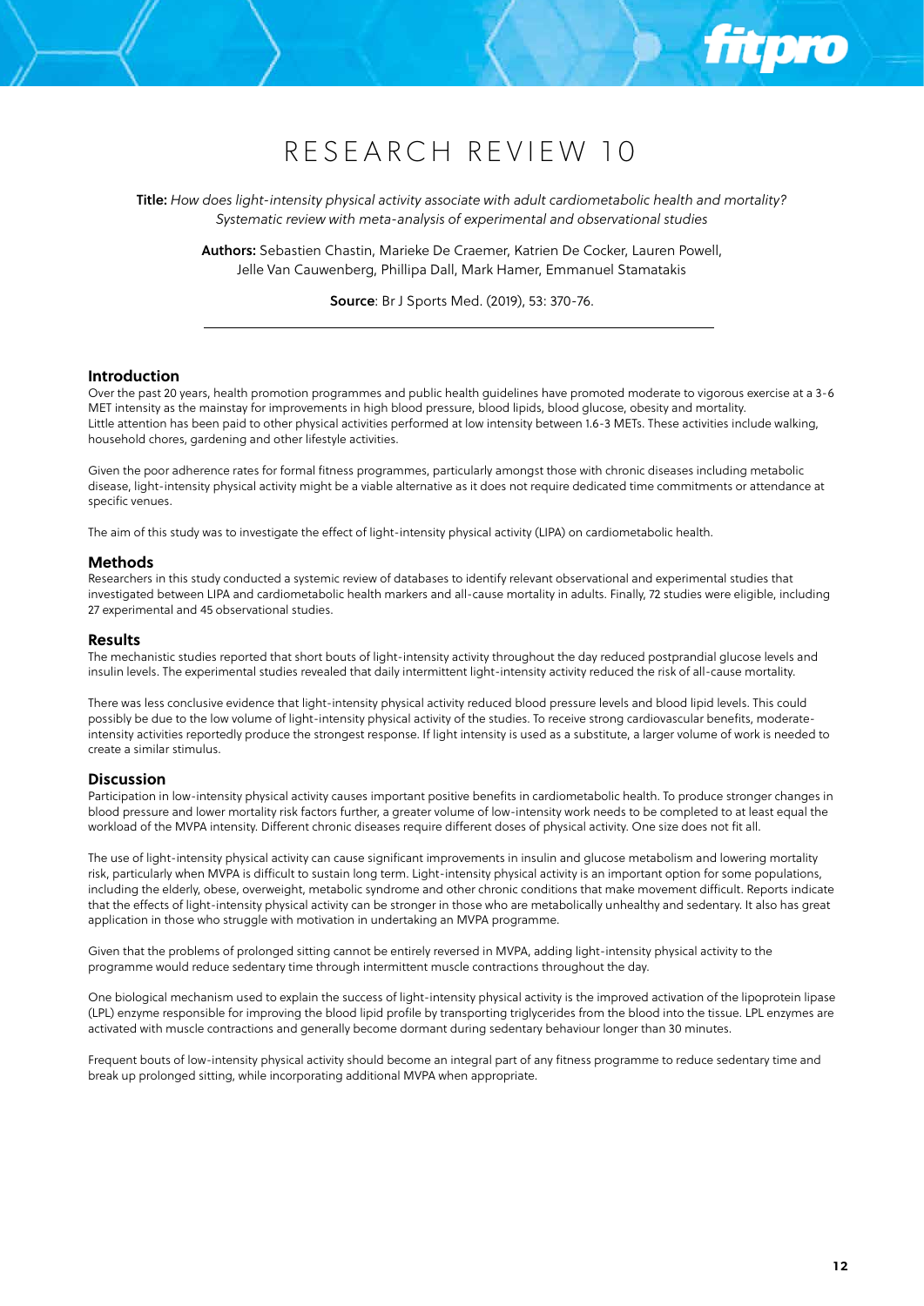# RESEARCH REVIEW 10

**Title:** *How does light-intensity physical activity associate with adult cardiometabolic health and mortality? Systematic review with meta-analysis of experimental and observational studies*

**Authors:** Sebastien Chastin, Marieke De Craemer, Katrien De Cocker, Lauren Powell, Jelle Van Cauwenberg, Phillipa Dall, Mark Hamer, Emmanuel Stamatakis

**Source**: Br J Sports Med. (2019), 53: 370-76.

---

## Introduction

Over the past 20 years, health promotion programmes and public health guidelines have promoted moderate to vigorous exercise at a 3-6 MET intensity as the mainstay for improvements in high blood pressure, blood lipids, blood glucose, obesity and mortality. Little attention has been paid to other physical activities performed at low intensity between 1.6-3 METs. These activities include walking, household chores, gardening and other lifestyle activities.

Given the poor adherence rates for formal fitness programmes, particularly amongst those with chronic diseases including metabolic disease, light-intensity physical activity might be a viable alternative as it does not require dedicated time commitments or attendance at specific venues.

The aim of this study was to investigate the effect of light-intensity physical activity (LIPA) on cardiometabolic health.

## Methods

Researchers in this study conducted a systemic review of databases to identify relevant observational and experimental studies that investigated between LIPA and cardiometabolic health markers and all-cause mortality in adults. Finally, 72 studies were eligible, including 27 experimental and 45 observational studies.

## Results

The mechanistic studies reported that short bouts of light-intensity activity throughout the day reduced postprandial glucose levels and insulin levels. The experimental studies revealed that daily intermittent light-intensity activity reduced the risk of all-cause mortality.

There was less conclusive evidence that light-intensity physical activity reduced blood pressure levels and blood lipid levels. This could possibly be due to the low volume of light-intensity physical activity of the studies. To receive strong cardiovascular benefits, moderate-intensity activities reportedly produce the strongest response. If light intensity is used as a substitute, a larger volume of work is needed to create a similar stimulus.

## Discussion

Participation in low-intensity physical activity causes important positive benefits in cardiometabolic health. To produce stronger changes in blood pressure and lower mortality risk factors further, a greater volume of low-intensity work needs to be completed to at least equal the workload of the MVPA intensity. Different chronic diseases require different doses of physical activity. One size does not fit all.

The use of light-intensity physical activity can cause significant improvements in insulin and glucose metabolism and lowering mortality risk, particularly when MVPA is difficult to sustain long term. Light-intensity physical activity is an important option for some populations, including the elderly, obese, overweight, metabolic syndrome and other chronic conditions that make movement difficult. Reports indicate that the effects of light-intensity physical activity can be stronger in those who are metabolically unhealthy and sedentary. It also has great application in those who struggle with motivation in undertaking an MVPA programme.

Given that the problems of prolonged sitting cannot be entirely reversed in MVPA, adding light-intensity physical activity to the programme would reduce sedentary time through intermittent muscle contractions throughout the day.

One biological mechanism used to explain the success of light-intensity physical activity is the improved activation of the lipoprotein lipase (LPL) enzyme responsible for improving the blood lipid profile by transporting triglycerides from the blood into the tissue. LPL enzymes are activated with muscle contractions and generally become dormant during sedentary behaviour longer than 30 minutes.

Frequent bouts of low-intensity physical activity should become an integral part of any fitness programme to reduce sedentary time and break up prolonged sitting, while incorporating additional MVPA when appropriate.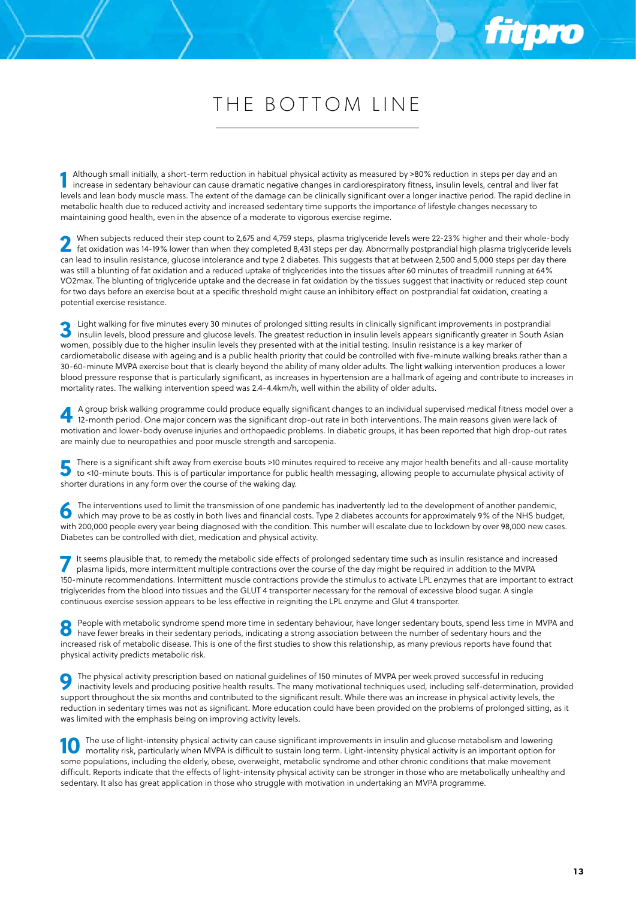# THE BOTTOM LINE

**1** Although small initially, a short-term reduction in habitual physical activity as measured by >80% reduction in steps per day and an increase in sedentary behaviour can cause dramatic negative changes in cardiorespiratory fitness, insulin levels, central and liver fat levels and lean body muscle mass. The extent of the damage can be clinically significant over a longer inactive period. The rapid decline in metabolic health due to reduced activity and increased sedentary time supports the importance of lifestyle changes necessary to maintaining good health, even in the absence of a moderate to vigorous exercise regime.

**2** When subjects reduced their step count to 2,675 and 4,759 steps, plasma triglyceride levels were 22-23% higher and their whole-body fat oxidation was 14-19% lower than when they completed 8,431 steps per day. Abnormally postprandial high plasma triglyceride levels can lead to insulin resistance, glucose intolerance and type 2 diabetes. This suggests that at between 2,500 and 5,000 steps per day there was still a blunting of fat oxidation and a reduced uptake of triglycerides into the tissues after 60 minutes of treadmill running at 64% VO2max. The blunting of triglyceride uptake and the decrease in fat oxidation by the tissues suggest that inactivity or reduced step count for two days before an exercise bout at a specific threshold might cause an inhibitory effect on postprandial fat oxidation, creating a potential exercise resistance.

**3** Light walking for five minutes every 30 minutes of prolonged sitting results in clinically significant improvements in postprandial insulin levels, blood pressure and glucose levels. The greatest reduction in insulin levels appears significantly greater in South Asian women, possibly due to the higher insulin levels they presented with at the initial testing. Insulin resistance is a key marker of cardiometabolic disease with ageing and is a public health priority that could be controlled with five-minute walking breaks rather than a 30-60-minute MVPA exercise bout that is clearly beyond the ability of many older adults. The light walking intervention produces a lower blood pressure response that is particularly significant, as increases in hypertension are a hallmark of ageing and contribute to increases in mortality rates. The walking intervention speed was 2.4-4.4km/h, well within the ability of older adults.

**4** A group brisk walking programme could produce equally significant changes to an individual supervised medical fitness model over a 12-month period. One major concern was the significant drop-out rate in both interventions. The main reasons given were lack of motivation and lower-body overuse injuries and orthopaedic problems. In diabetic groups, it has been reported that high drop-out rates are mainly due to neuropathies and poor muscle strength and sarcopenia.

**5** There is a significant shift away from exercise bouts >10 minutes required to receive any major health benefits and all-cause mortality to <10-minute bouts. This is of particular importance for public health messaging, allowing people to accumulate physical activity of shorter durations in any form over the course of the waking day.

**6** The interventions used to limit the transmission of one pandemic has inadvertently led to the development of another pandemic, which may prove to be as costly in both lives and financial costs. Type 2 diabetes accounts for approximately 9% of the NHS budget, with 200,000 people every year being diagnosed with the condition. This number will escalate due to lockdown by over 98,000 new cases. Diabetes can be controlled with diet, medication and physical activity.

**7** It seems plausible that, to remedy the metabolic side effects of prolonged sedentary time such as insulin resistance and increased plasma lipids, more intermittent multiple contractions over the course of the day might be required in addition to the MVPA 150-minute recommendations. Intermittent muscle contractions provide the stimulus to activate LPL enzymes that are important to extract triglycerides from the blood into tissues and the GLUT 4 transporter necessary for the removal of excessive blood sugar. A single continuous exercise session appears to be less effective in reigniting the LPL enzyme and Glut 4 transporter.

**8** People with metabolic syndrome spend more time in sedentary behaviour, have longer sedentary bouts, spend less time in MVPA and have fewer breaks in their sedentary periods, indicating a strong association between the number of sedentary hours and the increased risk of metabolic disease. This is one of the first studies to show this relationship, as many previous reports have found that physical activity predicts metabolic risk.

**9** The physical activity prescription based on national guidelines of 150 minutes of MVPA per week proved successful in reducing inactivity levels and producing positive health results. The many motivational techniques used, including self-determination, provided support throughout the six months and contributed to the significant result. While there was an increase in physical activity levels, the reduction in sedentary times was not as significant. More education could have been provided on the problems of prolonged sitting, as it was limited with the emphasis being on improving activity levels.

**10** The use of light-intensity physical activity can cause significant improvements in insulin and glucose metabolism and lowering mortality risk, particularly when MVPA is difficult to sustain long term. Light-intensity physical activity is an important option for some populations, including the elderly, obese, overweight, metabolic syndrome and other chronic conditions that make movement difficult. Reports indicate that the effects of light-intensity physical activity can be stronger in those who are metabolically unhealthy and sedentary. It also has great application in those who struggle with motivation in undertaking an MVPA programme.